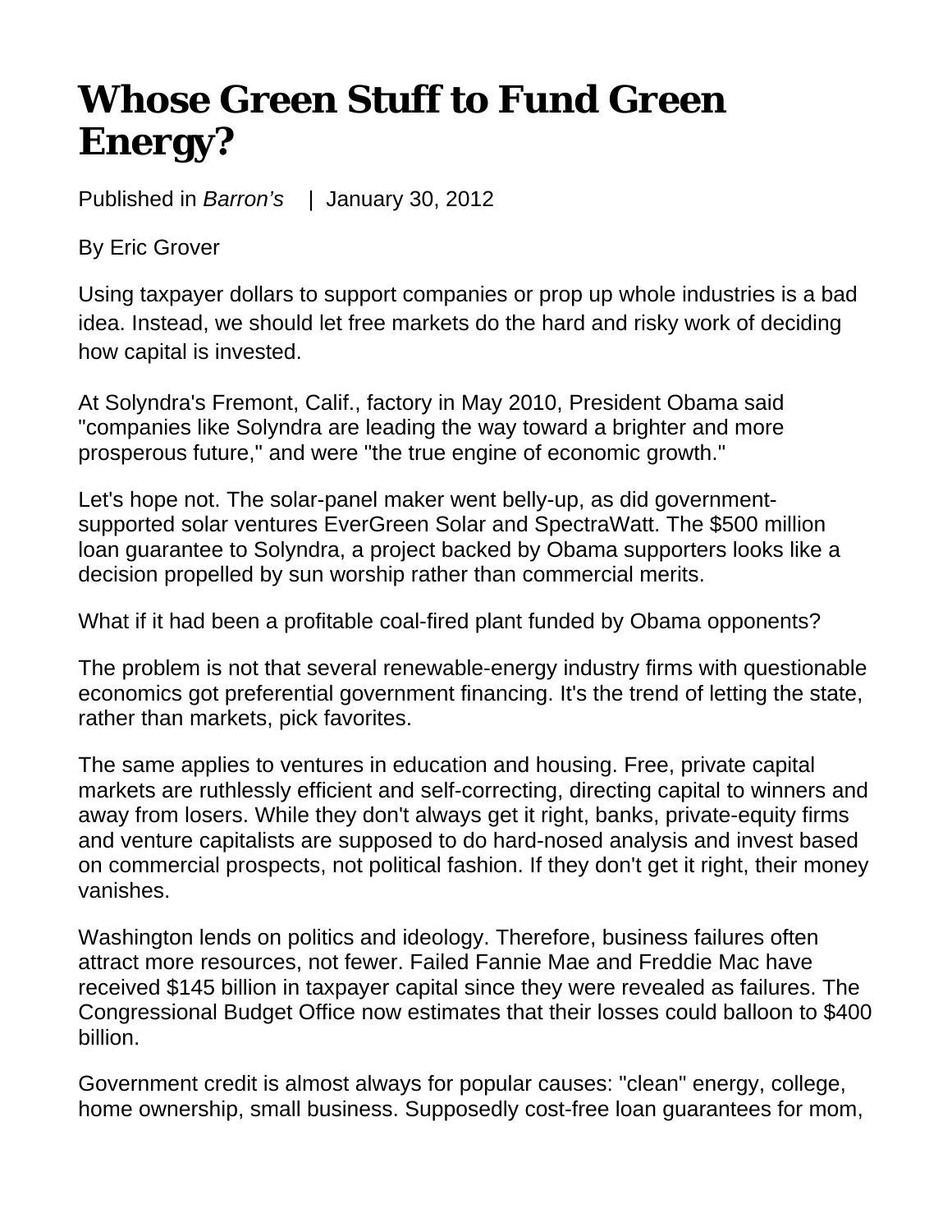# Whose Green Stuff to Fund Green Energy?

Published in *Barron's* | January 30, 2012

By Eric Grover

Using taxpayer dollars to support companies or prop up whole industries is a bad idea. Instead, we should let free markets do the hard and risky work of deciding how capital is invested.

At Solyndra's Fremont, Calif., factory in May 2010, President Obama said "companies like Solyndra are leading the way toward a brighter and more prosperous future," and were "the true engine of economic growth."

Let's hope not. The solar-panel maker went belly-up, as did government-supported solar ventures EverGreen Solar and SpectraWatt. The $500 million loan guarantee to Solyndra, a project backed by Obama supporters looks like a decision propelled by sun worship rather than commercial merits.

What if it had been a profitable coal-fired plant funded by Obama opponents?

The problem is not that several renewable-energy industry firms with questionable economics got preferential government financing. It's the trend of letting the state, rather than markets, pick favorites.

The same applies to ventures in education and housing. Free, private capital markets are ruthlessly efficient and self-correcting, directing capital to winners and away from losers. While they don't always get it right, banks, private-equity firms and venture capitalists are supposed to do hard-nosed analysis and invest based on commercial prospects, not political fashion. If they don't get it right, their money vanishes.

Washington lends on politics and ideology. Therefore, business failures often attract more resources, not fewer. Failed Fannie Mae and Freddie Mac have received $145 billion in taxpayer capital since they were revealed as failures. The Congressional Budget Office now estimates that their losses could balloon to $400 billion.

Government credit is almost always for popular causes: "clean" energy, college, home ownership, small business. Supposedly cost-free loan guarantees for mom,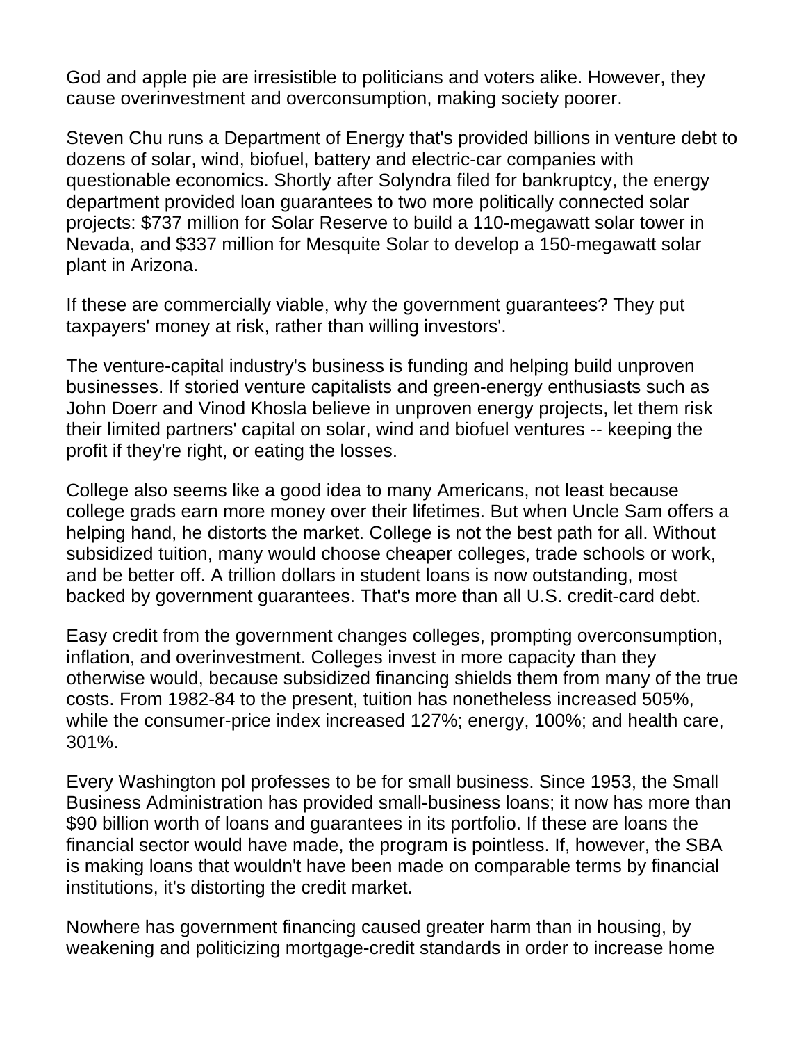God and apple pie are irresistible to politicians and voters alike. However, they cause overinvestment and overconsumption, making society poorer.

Steven Chu runs a Department of Energy that's provided billions in venture debt to dozens of solar, wind, biofuel, battery and electric-car companies with questionable economics. Shortly after Solyndra filed for bankruptcy, the energy department provided loan guarantees to two more politically connected solar projects: $737 million for Solar Reserve to build a 110-megawatt solar tower in Nevada, and $337 million for Mesquite Solar to develop a 150-megawatt solar plant in Arizona.

If these are commercially viable, why the government guarantees? They put taxpayers' money at risk, rather than willing investors'.

The venture-capital industry's business is funding and helping build unproven businesses. If storied venture capitalists and green-energy enthusiasts such as John Doerr and Vinod Khosla believe in unproven energy projects, let them risk their limited partners' capital on solar, wind and biofuel ventures -- keeping the profit if they're right, or eating the losses.

College also seems like a good idea to many Americans, not least because college grads earn more money over their lifetimes. But when Uncle Sam offers a helping hand, he distorts the market. College is not the best path for all. Without subsidized tuition, many would choose cheaper colleges, trade schools or work, and be better off. A trillion dollars in student loans is now outstanding, most backed by government guarantees. That's more than all U.S. credit-card debt.

Easy credit from the government changes colleges, prompting overconsumption, inflation, and overinvestment. Colleges invest in more capacity than they otherwise would, because subsidized financing shields them from many of the true costs. From 1982-84 to the present, tuition has nonetheless increased 505%, while the consumer-price index increased 127%; energy, 100%; and health care, 301%.

Every Washington pol professes to be for small business. Since 1953, the Small Business Administration has provided small-business loans; it now has more than $90 billion worth of loans and guarantees in its portfolio. If these are loans the financial sector would have made, the program is pointless. If, however, the SBA is making loans that wouldn't have been made on comparable terms by financial institutions, it's distorting the credit market.

Nowhere has government financing caused greater harm than in housing, by weakening and politicizing mortgage-credit standards in order to increase home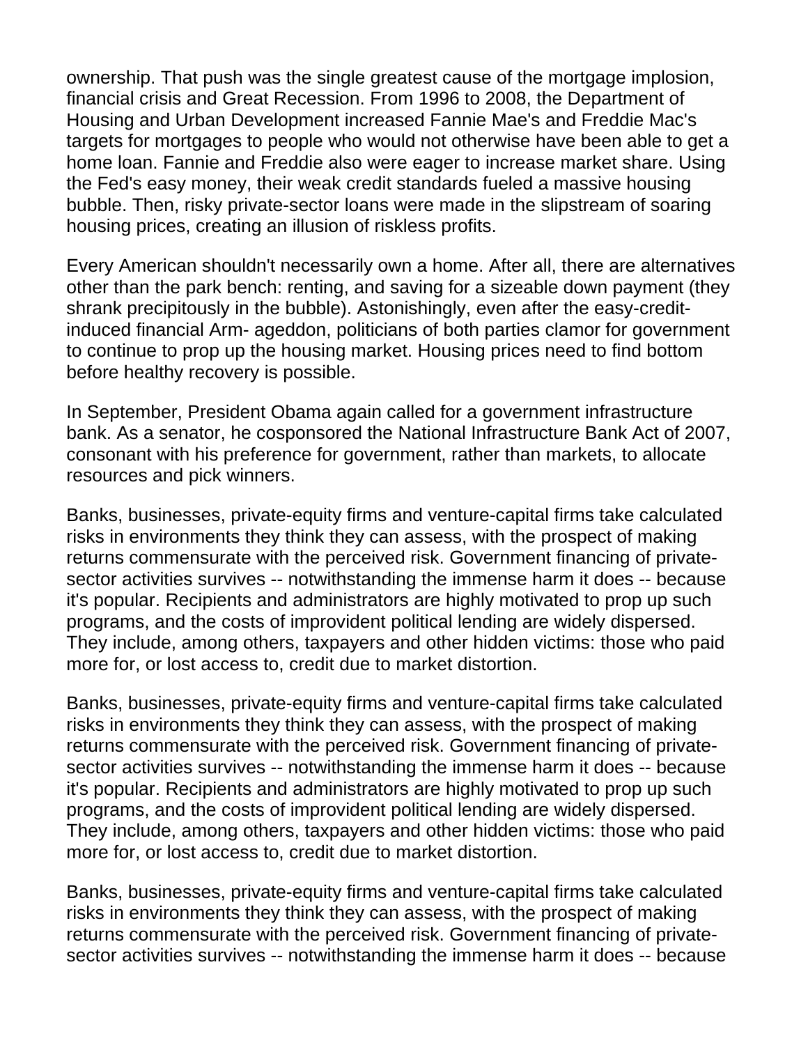ownership. That push was the single greatest cause of the mortgage implosion, financial crisis and Great Recession. From 1996 to 2008, the Department of Housing and Urban Development increased Fannie Mae's and Freddie Mac's targets for mortgages to people who would not otherwise have been able to get a home loan. Fannie and Freddie also were eager to increase market share. Using the Fed's easy money, their weak credit standards fueled a massive housing bubble. Then, risky private-sector loans were made in the slipstream of soaring housing prices, creating an illusion of riskless profits.

Every American shouldn't necessarily own a home. After all, there are alternatives other than the park bench: renting, and saving for a sizeable down payment (they shrank precipitously in the bubble). Astonishingly, even after the easy-credit-induced financial Arm- ageddon, politicians of both parties clamor for government to continue to prop up the housing market. Housing prices need to find bottom before healthy recovery is possible.

In September, President Obama again called for a government infrastructure bank. As a senator, he cosponsored the National Infrastructure Bank Act of 2007, consonant with his preference for government, rather than markets, to allocate resources and pick winners.

Banks, businesses, private-equity firms and venture-capital firms take calculated risks in environments they think they can assess, with the prospect of making returns commensurate with the perceived risk. Government financing of private-sector activities survives -- notwithstanding the immense harm it does -- because it's popular. Recipients and administrators are highly motivated to prop up such programs, and the costs of improvident political lending are widely dispersed. They include, among others, taxpayers and other hidden victims: those who paid more for, or lost access to, credit due to market distortion.

Banks, businesses, private-equity firms and venture-capital firms take calculated risks in environments they think they can assess, with the prospect of making returns commensurate with the perceived risk. Government financing of private-sector activities survives -- notwithstanding the immense harm it does -- because it's popular. Recipients and administrators are highly motivated to prop up such programs, and the costs of improvident political lending are widely dispersed. They include, among others, taxpayers and other hidden victims: those who paid more for, or lost access to, credit due to market distortion.

Banks, businesses, private-equity firms and venture-capital firms take calculated risks in environments they think they can assess, with the prospect of making returns commensurate with the perceived risk. Government financing of private-sector activities survives -- notwithstanding the immense harm it does -- because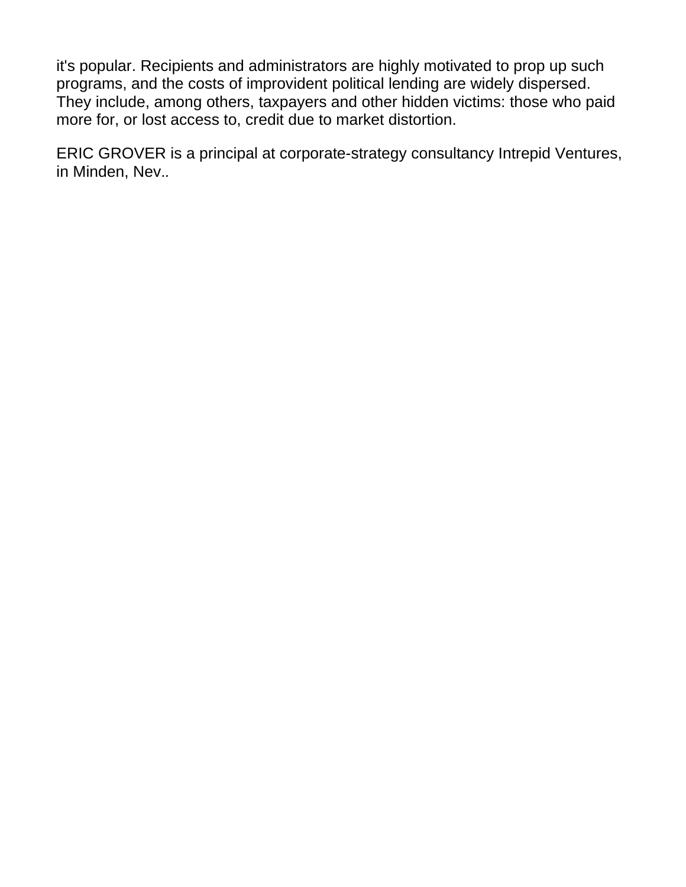it's popular. Recipients and administrators are highly motivated to prop up such programs, and the costs of improvident political lending are widely dispersed. They include, among others, taxpayers and other hidden victims: those who paid more for, or lost access to, credit due to market distortion.

ERIC GROVER is a principal at corporate-strategy consultancy Intrepid Ventures, in Minden, Nev..